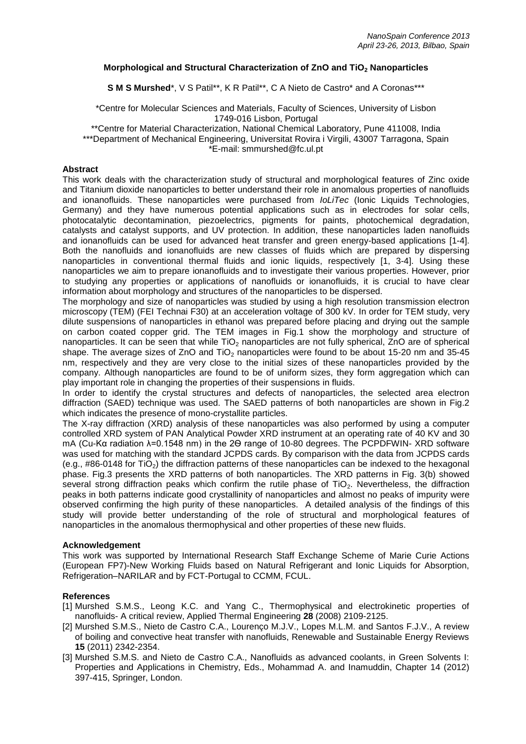# Morphological and Structural Characterization of ZnO and $TiO_2$ Nanoparticles

**S M S Murshed***, V S Patil**, K R Patil**, C A Nieto de Castro* and A Coronas***

*Centre for Molecular Sciences and Materials, Faculty of Sciences, University of Lisbon 1749-016 Lisbon, Portugal

**Centre for Material Characterization, National Chemical Laboratory, Pune 411008, India

***Department of Mechanical Engineering, Universitat Rovira i Virgili, 43007 Tarragona, Spain

*E-mail: smmurshed@fc.ul.pt

## Abstract

This work deals with the characterization study of structural and morphological features of Zinc oxide and Titanium dioxide nanoparticles to better understand their role in anomalous properties of nanofluids and ionanofluids. These nanoparticles were purchased from *IoLiTec* (Ionic Liquids Technologies, Germany) and they have numerous potential applications such as in electrodes for solar cells, photocatalytic decontamination, piezoelectrics, pigments for paints, photochemical degradation, catalysts and catalyst supports, and UV protection. In addition, these nanoparticles laden nanofluids and ionanofluids can be used for advanced heat transfer and green energy-based applications [1-4]. Both the nanofluids and ionanofluids are new classes of fluids which are prepared by dispersing nanoparticles in conventional thermal fluids and ionic liquids, respectively [1, 3-4]. Using these nanoparticles we aim to prepare ionanofluids and to investigate their various properties. However, prior to studying any properties or applications of nanofluids or ionanofluids, it is crucial to have clear information about morphology and structures of the nanoparticles to be dispersed.

The morphology and size of nanoparticles was studied by using a high resolution transmission electron microscopy (TEM) (FEI Technai F30) at an acceleration voltage of 300 kV. In order for TEM study, very dilute suspensions of nanoparticles in ethanol was prepared before placing and drying out the sample on carbon coated copper grid. The TEM images in Fig.1 show the morphology and structure of nanoparticles. It can be seen that while $TiO_2$ nanoparticles are not fully spherical, ZnO are of spherical shape. The average sizes of ZnO and $TiO_2$ nanoparticles were found to be about 15-20 nm and 35-45 nm, respectively and they are very close to the initial sizes of these nanoparticles provided by the company. Although nanoparticles are found to be of uniform sizes, they form aggregation which can play important role in changing the properties of their suspensions in fluids.

In order to identify the crystal structures and defects of nanoparticles, the selected area electron diffraction (SAED) technique was used. The SAED patterns of both nanoparticles are shown in Fig.2 which indicates the presence of mono-crystallite particles.

The X-ray diffraction (XRD) analysis of these nanoparticles was also performed by using a computer controlled XRD system of PAN Analytical Powder XRD instrument at an operating rate of 40 KV and 30 mA (Cu-Kα radiation λ=0.1548 nm) in the 2Θ range of 10-80 degrees. The PCPDFWIN- XRD software was used for matching with the standard JCPDS cards. By comparison with the data from JCPDS cards (e.g., #86-0148 for $TiO_2$) the diffraction patterns of these nanoparticles can be indexed to the hexagonal phase. Fig.3 presents the XRD patterns of both nanoparticles. The XRD patterns in Fig. 3(b) showed several strong diffraction peaks which confirm the rutile phase of $TiO_2$. Nevertheless, the diffraction peaks in both patterns indicate good crystallinity of nanoparticles and almost no peaks of impurity were observed confirming the high purity of these nanoparticles. A detailed analysis of the findings of this study will provide better understanding of the role of structural and morphological features of nanoparticles in the anomalous thermophysical and other properties of these new fluids.

## Acknowledgement

This work was supported by International Research Staff Exchange Scheme of Marie Curie Actions (European FP7)-New Working Fluids based on Natural Refrigerant and Ionic Liquids for Absorption, Refrigeration–NARILAR and by FCT-Portugal to CCMM, FCUL.

## References

[1] Murshed S.M.S., Leong K.C. and Yang C., Thermophysical and electrokinetic properties of nanofluids- A critical review, Applied Thermal Engineering **28** (2008) 2109-2125.

[2] Murshed S.M.S., Nieto de Castro C.A., Lourenço M.J.V., Lopes M.L.M. and Santos F.J.V., A review of boiling and convective heat transfer with nanofluids, Renewable and Sustainable Energy Reviews **15** (2011) 2342-2354.

[3] Murshed S.M.S. and Nieto de Castro C.A., Nanofluids as advanced coolants, in Green Solvents I: Properties and Applications in Chemistry, Eds., Mohammad A. and Inamuddin, Chapter 14 (2012) 397-415, Springer, London.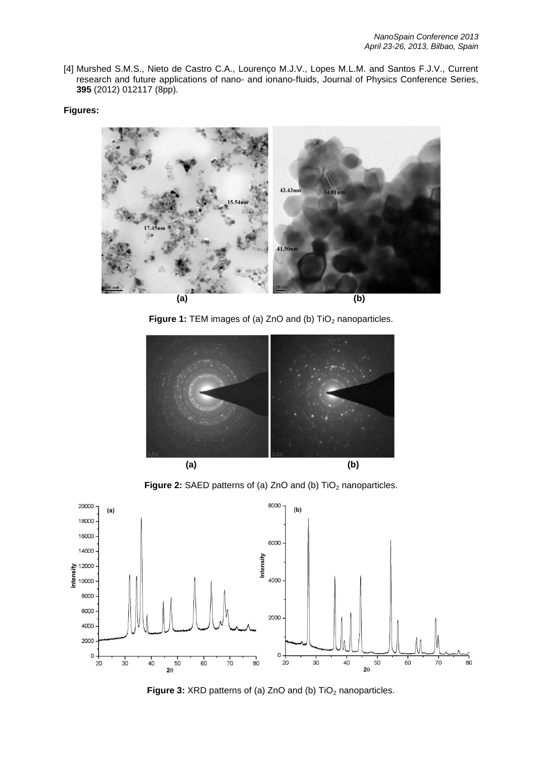[4] Murshed S.M.S., Nieto de Castro C.A., Lourenço M.J.V., Lopes M.L.M. and Santos F.J.V., Current research and future applications of nano- and ionano-fluids, Journal of Physics Conference Series, **395** (2012) 012117 (8pp).

**Figures:**

15.54nm

17.45nm

100 nm

43.43nm

34.01nm

41.50nm

20 nm

(a) (b)

**Figure 1:** TEM images of (a) ZnO and (b) $TiO_2$ nanoparticles.

(a) (b)

**Figure 2:** SAED patterns of (a) ZnO and (b) $TiO_2$ nanoparticles.

(a)

Intensity

20000

18000

16000

14000

12000

10000

8000

6000

4000

2000

0

20 30 40 50 60 70 80

$2\theta$

(b)

Intensity

8000

6000

4000

2000

0

20 30 40 50 60 70 80

$2\theta$

**Figure 3:** XRD patterns of (a) ZnO and (b) $TiO_2$ nanoparticles.